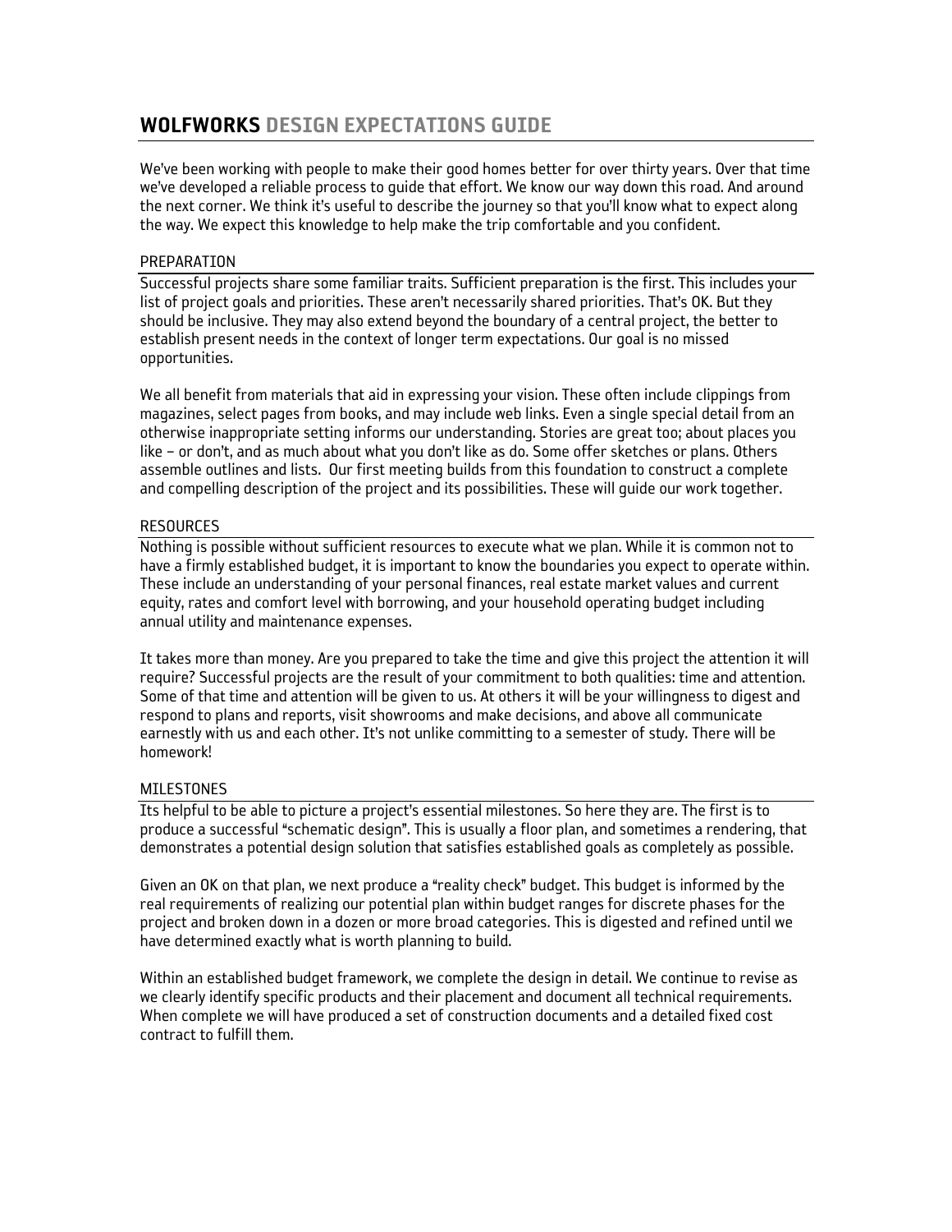# **WOLFWORKS** DESIGN EXPECTATIONS GUIDE

We've been working with people to make their good homes better for over thirty years. Over that time we've developed a reliable process to guide that effort. We know our way down this road. And around the next corner. We think it's useful to describe the journey so that you'll know what to expect along the way. We expect this knowledge to help make the trip comfortable and you confident.

## PREPARATION

Successful projects share some familiar traits. Sufficient preparation is the first. This includes your list of project goals and priorities. These aren't necessarily shared priorities. That's OK. But they should be inclusive. They may also extend beyond the boundary of a central project, the better to establish present needs in the context of longer term expectations. Our goal is no missed opportunities.

We all benefit from materials that aid in expressing your vision. These often include clippings from magazines, select pages from books, and may include web links. Even a single special detail from an otherwise inappropriate setting informs our understanding. Stories are great too; about places you like – or don't, and as much about what you don't like as do. Some offer sketches or plans. Others assemble outlines and lists. Our first meeting builds from this foundation to construct a complete and compelling description of the project and its possibilities. These will guide our work together.

## RESOURCES

Nothing is possible without sufficient resources to execute what we plan. While it is common not to have a firmly established budget, it is important to know the boundaries you expect to operate within. These include an understanding of your personal finances, real estate market values and current equity, rates and comfort level with borrowing, and your household operating budget including annual utility and maintenance expenses.

It takes more than money. Are you prepared to take the time and give this project the attention it will require? Successful projects are the result of your commitment to both qualities: time and attention. Some of that time and attention will be given to us. At others it will be your willingness to digest and respond to plans and reports, visit showrooms and make decisions, and above all communicate earnestly with us and each other. It's not unlike committing to a semester of study. There will be homework!

## MILESTONES

Its helpful to be able to picture a project's essential milestones. So here they are. The first is to produce a successful "schematic design". This is usually a floor plan, and sometimes a rendering, that demonstrates a potential design solution that satisfies established goals as completely as possible.

Given an OK on that plan, we next produce a "reality check" budget. This budget is informed by the real requirements of realizing our potential plan within budget ranges for discrete phases for the project and broken down in a dozen or more broad categories. This is digested and refined until we have determined exactly what is worth planning to build.

Within an established budget framework, we complete the design in detail. We continue to revise as we clearly identify specific products and their placement and document all technical requirements. When complete we will have produced a set of construction documents and a detailed fixed cost contract to fulfill them.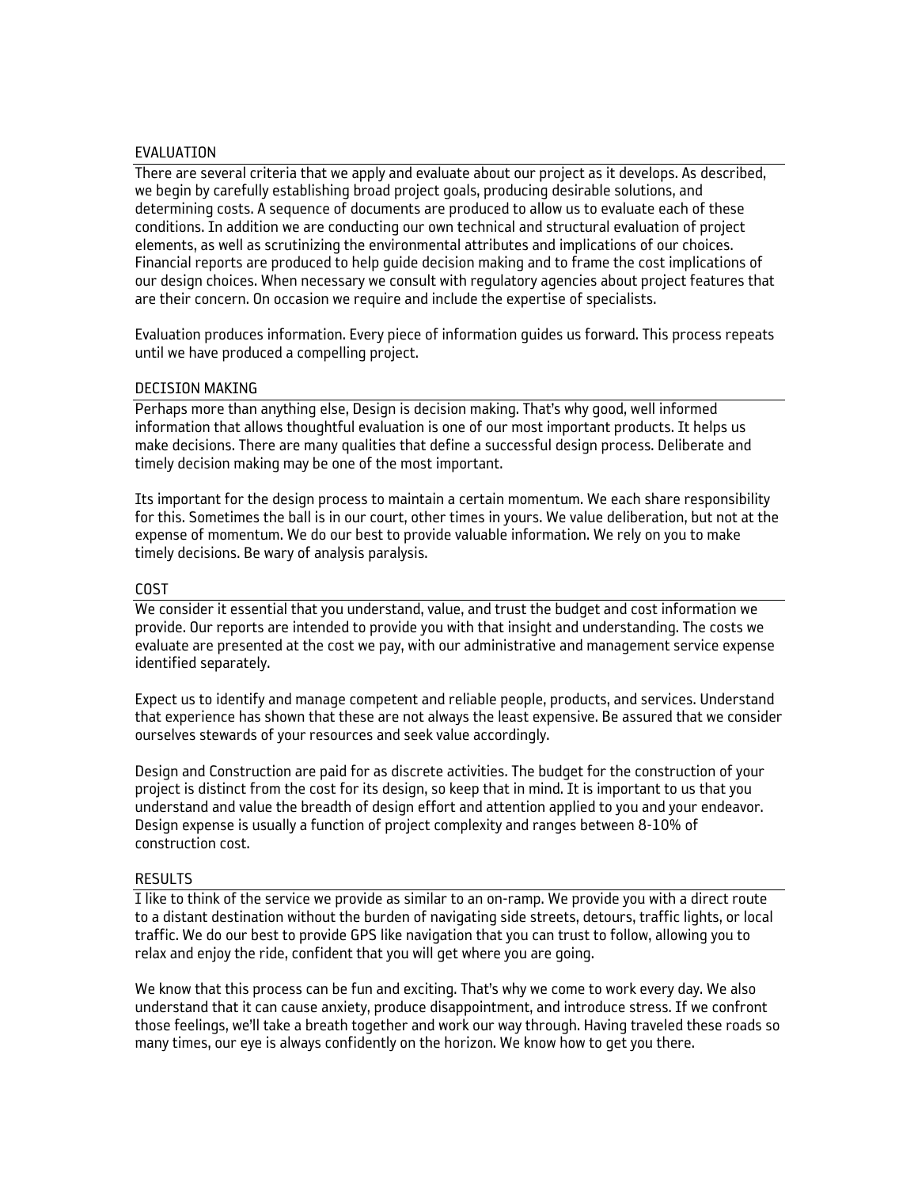## EVALUATION

There are several criteria that we apply and evaluate about our project as it develops. As described, we begin by carefully establishing broad project goals, producing desirable solutions, and determining costs. A sequence of documents are produced to allow us to evaluate each of these conditions. In addition we are conducting our own technical and structural evaluation of project elements, as well as scrutinizing the environmental attributes and implications of our choices. Financial reports are produced to help guide decision making and to frame the cost implications of our design choices. When necessary we consult with regulatory agencies about project features that are their concern. On occasion we require and include the expertise of specialists.

Evaluation produces information. Every piece of information guides us forward. This process repeats until we have produced a compelling project.

## DECISION MAKING

Perhaps more than anything else, Design is decision making. That's why good, well informed information that allows thoughtful evaluation is one of our most important products. It helps us make decisions. There are many qualities that define a successful design process. Deliberate and timely decision making may be one of the most important.

Its important for the design process to maintain a certain momentum. We each share responsibility for this. Sometimes the ball is in our court, other times in yours. We value deliberation, but not at the expense of momentum. We do our best to provide valuable information. We rely on you to make timely decisions. Be wary of analysis paralysis.

## COST

We consider it essential that you understand, value, and trust the budget and cost information we provide. Our reports are intended to provide you with that insight and understanding. The costs we evaluate are presented at the cost we pay, with our administrative and management service expense identified separately.

Expect us to identify and manage competent and reliable people, products, and services. Understand that experience has shown that these are not always the least expensive. Be assured that we consider ourselves stewards of your resources and seek value accordingly.

Design and Construction are paid for as discrete activities. The budget for the construction of your project is distinct from the cost for its design, so keep that in mind. It is important to us that you understand and value the breadth of design effort and attention applied to you and your endeavor. Design expense is usually a function of project complexity and ranges between 8-10% of construction cost.

## RESULTS

I like to think of the service we provide as similar to an on-ramp. We provide you with a direct route to a distant destination without the burden of navigating side streets, detours, traffic lights, or local traffic. We do our best to provide GPS like navigation that you can trust to follow, allowing you to relax and enjoy the ride, confident that you will get where you are going.

We know that this process can be fun and exciting. That's why we come to work every day. We also understand that it can cause anxiety, produce disappointment, and introduce stress. If we confront those feelings, we'll take a breath together and work our way through. Having traveled these roads so many times, our eye is always confidently on the horizon. We know how to get you there.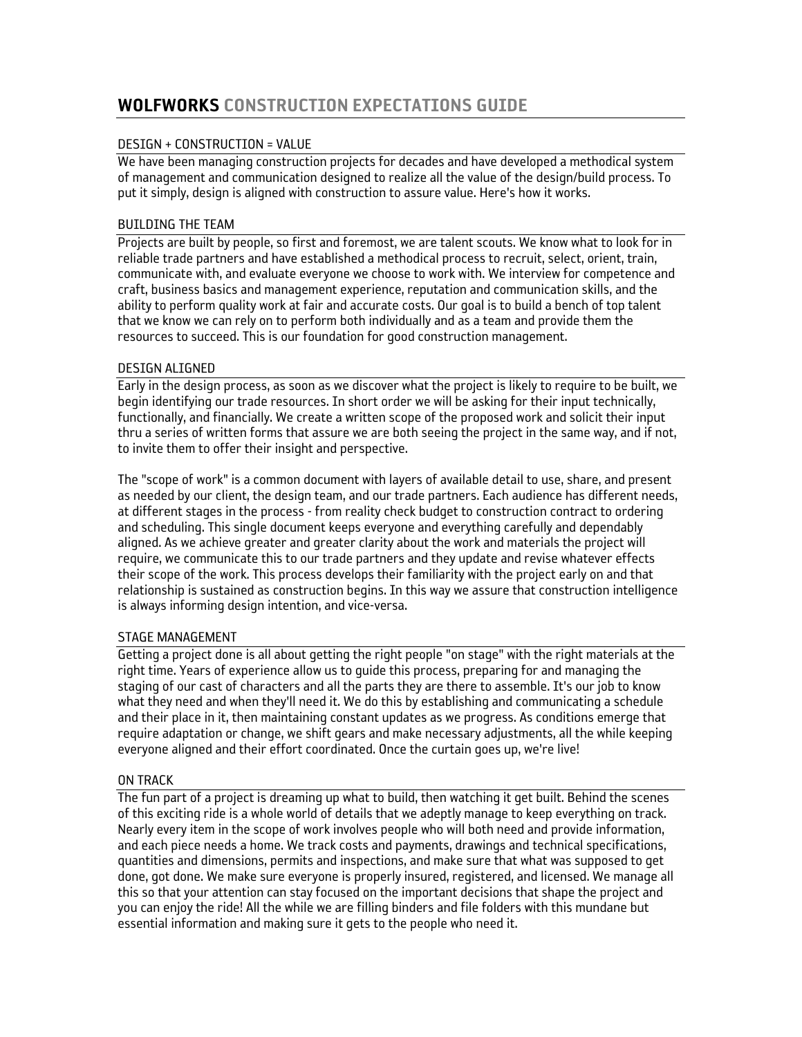# **WOLFWORKS** CONSTRUCTION EXPECTATIONS GUIDE

## DESIGN + CONSTRUCTION = VALUE

We have been managing construction projects for decades and have developed a methodical system of management and communication designed to realize all the value of the design/build process. To put it simply, design is aligned with construction to assure value. Here's how it works.

## BUILDING THE TEAM

Projects are built by people, so first and foremost, we are talent scouts. We know what to look for in reliable trade partners and have established a methodical process to recruit, select, orient, train, communicate with, and evaluate everyone we choose to work with. We interview for competence and craft, business basics and management experience, reputation and communication skills, and the ability to perform quality work at fair and accurate costs. Our goal is to build a bench of top talent that we know we can rely on to perform both individually and as a team and provide them the resources to succeed. This is our foundation for good construction management.

## DESIGN ALIGNED

Early in the design process, as soon as we discover what the project is likely to require to be built, we begin identifying our trade resources. In short order we will be asking for their input technically, functionally, and financially. We create a written scope of the proposed work and solicit their input thru a series of written forms that assure we are both seeing the project in the same way, and if not, to invite them to offer their insight and perspective.

The "scope of work" is a common document with layers of available detail to use, share, and present as needed by our client, the design team, and our trade partners. Each audience has different needs, at different stages in the process - from reality check budget to construction contract to ordering and scheduling. This single document keeps everyone and everything carefully and dependably aligned. As we achieve greater and greater clarity about the work and materials the project will require, we communicate this to our trade partners and they update and revise whatever effects their scope of the work. This process develops their familiarity with the project early on and that relationship is sustained as construction begins. In this way we assure that construction intelligence is always informing design intention, and vice-versa.

## STAGE MANAGEMENT

Getting a project done is all about getting the right people "on stage" with the right materials at the right time. Years of experience allow us to guide this process, preparing for and managing the staging of our cast of characters and all the parts they are there to assemble. It's our job to know what they need and when they'll need it. We do this by establishing and communicating a schedule and their place in it, then maintaining constant updates as we progress. As conditions emerge that require adaptation or change, we shift gears and make necessary adjustments, all the while keeping everyone aligned and their effort coordinated. Once the curtain goes up, we're live!

## ON TRACK

The fun part of a project is dreaming up what to build, then watching it get built. Behind the scenes of this exciting ride is a whole world of details that we adeptly manage to keep everything on track. Nearly every item in the scope of work involves people who will both need and provide information, and each piece needs a home. We track costs and payments, drawings and technical specifications, quantities and dimensions, permits and inspections, and make sure that what was supposed to get done, got done. We make sure everyone is properly insured, registered, and licensed. We manage all this so that your attention can stay focused on the important decisions that shape the project and you can enjoy the ride! All the while we are filling binders and file folders with this mundane but essential information and making sure it gets to the people who need it.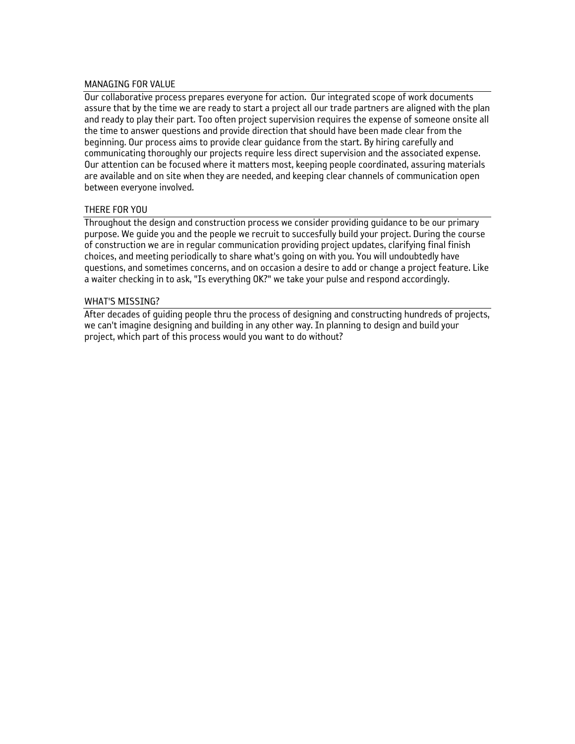## MANAGING FOR VALUE

Our collaborative process prepares everyone for action.  Our integrated scope of work documents assure that by the time we are ready to start a project all our trade partners are aligned with the plan and ready to play their part. Too often project supervision requires the expense of someone onsite all the time to answer questions and provide direction that should have been made clear from the beginning. Our process aims to provide clear guidance from the start. By hiring carefully and communicating thoroughly our projects require less direct supervision and the associated expense. Our attention can be focused where it matters most, keeping people coordinated, assuring materials are available and on site when they are needed, and keeping clear channels of communication open between everyone involved.

## THERE FOR YOU

Throughout the design and construction process we consider providing guidance to be our primary purpose. We guide you and the people we recruit to succesfully build your project. During the course of construction we are in regular communication providing project updates, clarifying final finish choices, and meeting periodically to share what's going on with you. You will undoubtedly have questions, and sometimes concerns, and on occasion a desire to add or change a project feature. Like a waiter checking in to ask, "Is everything OK?" we take your pulse and respond accordingly.

## WHAT'S MISSING?

After decades of guiding people thru the process of designing and constructing hundreds of projects, we can't imagine designing and building in any other way. In planning to design and build your project, which part of this process would you want to do without?